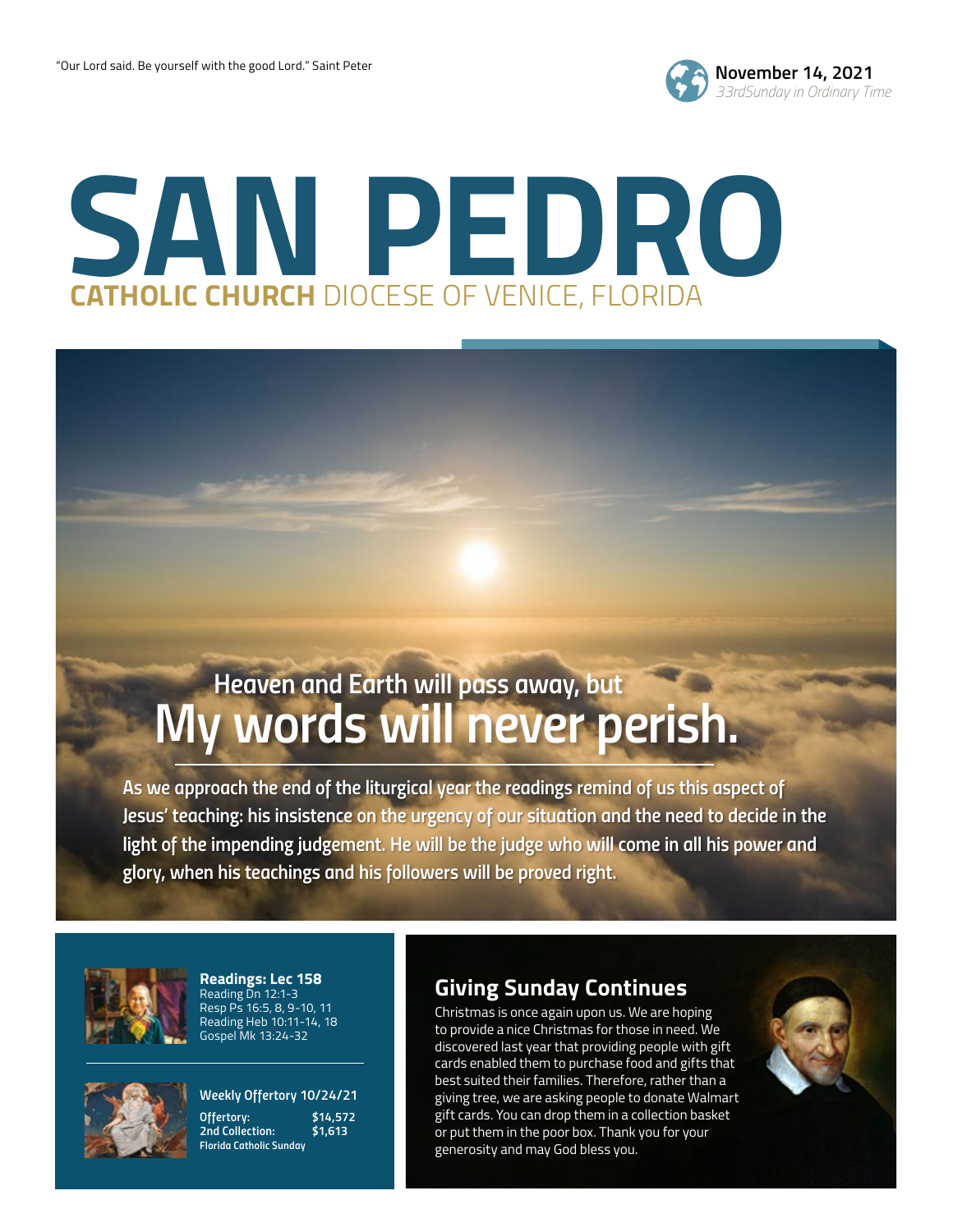"Our Lord said. Be yourself with the good Lord." Saint Peter

**November 14, 2021**
*33rdSunday in Ordinary Time*

# SAN PEDRO

**CATHOLIC CHURCH** DIOCESE OF VENICE, FLORIDA

## Heaven and Earth will pass away, but My words will never perish.

**As we approach the end of the liturgical year the readings remind of us this aspect of Jesus' teaching: his insistence on the urgency of our situation and the need to decide in the light of the impending judgement. He will be the judge who will come in all his power and glory, when his teachings and his followers will be proved right.**

**Readings: Lec 158**
Reading Dn 12:1-3
Resp Ps 16:5, 8, 9-10, 11
Reading Heb 10:11-14, 18
Gospel Mk 13:24-32

**Weekly Offertory 10/24/21**

| | |
|---|---|
| **Offertory:** | **$14,572** |
| **2nd Collection:** | **$1,613** |

**Florida Catholic Sunday**

## Giving Sunday Continues

Christmas is once again upon us. We are hoping to provide a nice Christmas for those in need. We discovered last year that providing people with gift cards enabled them to purchase food and gifts that best suited their families. Therefore, rather than a giving tree, we are asking people to donate Walmart gift cards. You can drop them in a collection basket or put them in the poor box. Thank you for your generosity and may God bless you.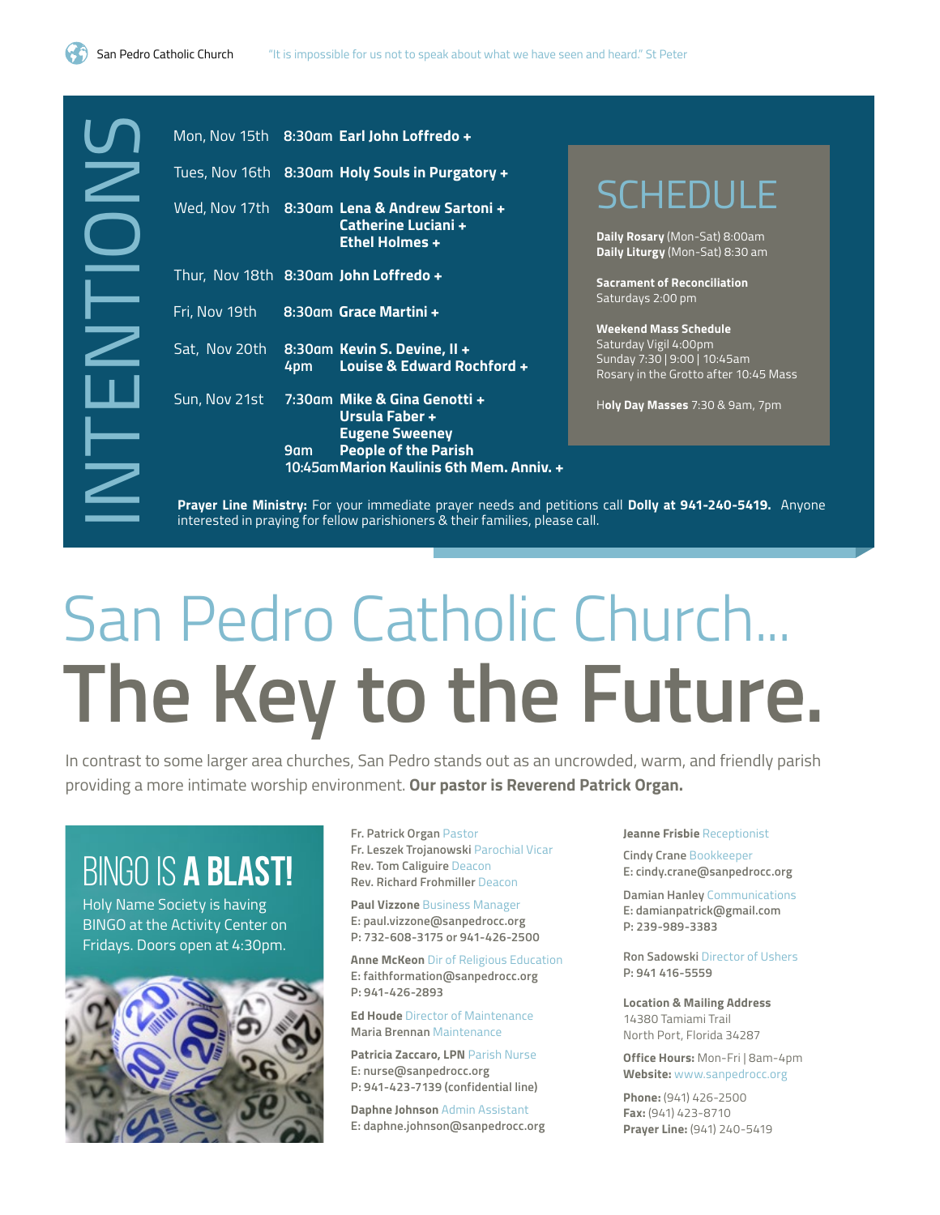# INTENTIONS

| | | |
|---|---|---|
| Mon, Nov 15th | 8:30am | **Earl John Loffredo +** |
| Tues, Nov 16th | 8:30am | **Holy Souls in Purgatory +** |
| Wed, Nov 17th | 8:30am | **Lena & Andrew Sartoni +**<br>**Catherine Luciani +**<br>**Ethel Holmes +** |
| Thur, Nov 18th | 8:30am | **John Loffredo +** |
| Fri, Nov 19th | 8:30am | **Grace Martini +** |
| Sat, Nov 20th | 8:30am | **Kevin S. Devine, II +** |
| | 4pm | **Louise & Edward Rochford +** |
| Sun, Nov 21st | 7:30am | **Mike & Gina Genotti +**<br>**Ursula Faber +**<br>**Eugene Sweeney** |
| | 9am | **People of the Parish** |
| | 10:45am | **Marion Kaulinis 6th Mem. Anniv. +** |

## SCHEDULE

**Daily Rosary** (Mon-Sat) 8:00am
**Daily Liturgy** (Mon-Sat) 8:30 am

**Sacrament of Reconciliation**
Saturdays 2:00 pm

**Weekend Mass Schedule**
Saturday Vigil 4:00pm
Sunday 7:30 | 9:00 | 10:45am
Rosary in the Grotto after 10:45 Mass

**Holy Day Masses** 7:30 & 9am, 7pm

**Prayer Line Ministry:** For your immediate prayer needs and petitions call **Dolly at 941-240-5419.** Anyone interested in praying for fellow parishioners & their families, please call.

# San Pedro Catholic Church...
# The Key to the Future.

In contrast to some larger area churches, San Pedro stands out as an uncrowded, warm, and friendly parish providing a more intimate worship environment. **Our pastor is Reverend Patrick Organ.**

## BINGO IS **A BLAST!**

Holy Name Society is having BINGO at the Activity Center on Fridays. Doors open at 4:30pm.

**Fr. Patrick Organ** Pastor
**Fr. Leszek Trojanowski** Parochial Vicar
**Rev. Tom Caliguire** Deacon
**Rev. Richard Frohmiller** Deacon

**Paul Vizzone** Business Manager
E: paul.vizzone@sanpedrocc.org
P: 732-608-3175 or 941-426-2500

**Anne McKeon** Dir of Religious Education
E: faithformation@sanpedrocc.org
P: 941-426-2893

**Ed Houde** Director of Maintenance
**Maria Brennan** Maintenance

**Patricia Zaccaro, LPN** Parish Nurse
E: nurse@sanpedrocc.org
P: 941-423-7139 (confidential line)

**Daphne Johnson** Admin Assistant
E: daphne.johnson@sanpedrocc.org

**Jeanne Frisbie** Receptionist

**Cindy Crane** Bookkeeper
E: cindy.crane@sanpedrocc.org

**Damian Hanley** Communications
E: damianpatrick@gmail.com
P: 239-989-3383

**Ron Sadowski** Director of Ushers
P: 941 416-5559

**Location & Mailing Address**
14380 Tamiami Trail
North Port, Florida 34287

**Office Hours:** Mon-Fri | 8am-4pm
**Website:** www.sanpedrocc.org

**Phone:** (941) 426-2500
**Fax:** (941) 423-8710
**Prayer Line:** (941) 240-5419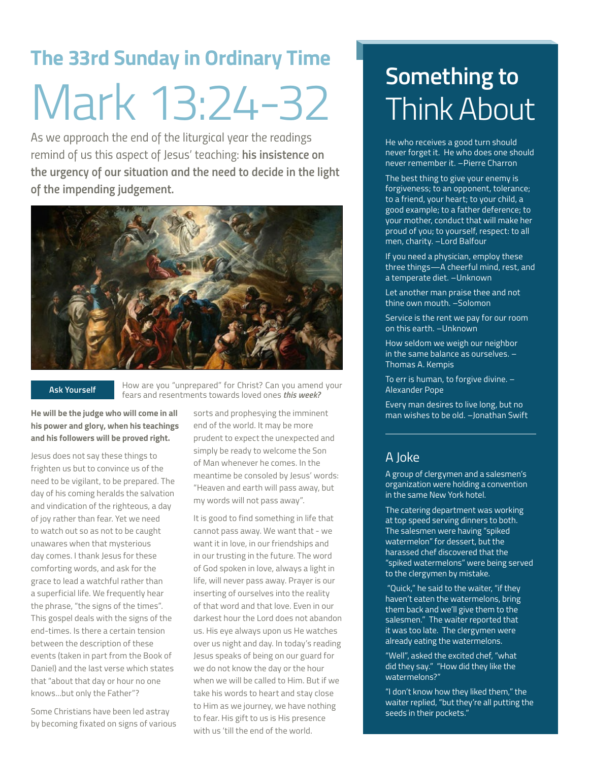## The 33rd Sunday in Ordinary Time

# Mark 13:24-32

As we approach the end of the liturgical year the readings remind of us this aspect of Jesus' teaching: **his insistence on the urgency of our situation and the need to decide in the light of the impending judgement.**

**Ask Yourself** How are you "unprepared" for Christ? Can you amend your fears and resentments towards loved ones ***this week?***

**He will be the judge who will come in all his power and glory, when his teachings and his followers will be proved right.**

Jesus does not say these things to frighten us but to convince us of the need to be vigilant, to be prepared. The day of his coming heralds the salvation and vindication of the righteous, a day of joy rather than fear. Yet we need to watch out so as not to be caught unawares when that mysterious day comes. I thank Jesus for these comforting words, and ask for the grace to lead a watchful rather than a superficial life. We frequently hear the phrase, "the signs of the times". This gospel deals with the signs of the end-times. Is there a certain tension between the description of these events (taken in part from the Book of Daniel) and the last verse which states that "about that day or hour no one knows...but only the Father"?

Some Christians have been led astray by becoming fixated on signs of various sorts and prophesying the imminent end of the world. It may be more prudent to expect the unexpected and simply be ready to welcome the Son of Man whenever he comes. In the meantime be consoled by Jesus' words: "Heaven and earth will pass away, but my words will not pass away".

It is good to find something in life that cannot pass away. We want that - we want it in love, in our friendships and in our trusting in the future. The word of God spoken in love, always a light in life, will never pass away. Prayer is our inserting of ourselves into the reality of that word and that love. Even in our darkest hour the Lord does not abandon us. His eye always upon us He watches over us night and day. In today's reading Jesus speaks of being on our guard for we do not know the day or the hour when we will be called to Him. But if we take his words to heart and stay close to Him as we journey, we have nothing to fear. His gift to us is His presence with us 'till the end of the world.

## Something to Think About

He who receives a good turn should never forget it. He who does one should never remember it. –Pierre Charron

The best thing to give your enemy is forgiveness; to an opponent, tolerance; to a friend, your heart; to your child, a good example; to a father deference; to your mother, conduct that will make her proud of you; to yourself, respect: to all men, charity. –Lord Balfour

If you need a physician, employ these three things—A cheerful mind, rest, and a temperate diet. –Unknown

Let another man praise thee and not thine own mouth. –Solomon

Service is the rent we pay for our room on this earth. –Unknown

How seldom we weigh our neighbor in the same balance as ourselves. –Thomas A. Kempis

To err is human, to forgive divine. –Alexander Pope

Every man desires to live long, but no man wishes to be old. –Jonathan Swift

### A Joke

A group of clergymen and a salesmen's organization were holding a convention in the same New York hotel.

The catering department was working at top speed serving dinners to both. The salesmen were having "spiked watermelon" for dessert, but the harassed chef discovered that the "spiked watermelons" were being served to the clergymen by mistake.

"Quick," he said to the waiter, "if they haven't eaten the watermelons, bring them back and we'll give them to the salesmen." The waiter reported that it was too late. The clergymen were already eating the watermelons.

"Well", asked the excited chef, "what did they say." "How did they like the watermelons?"

"I don't know how they liked them," the waiter replied, "but they're all putting the seeds in their pockets."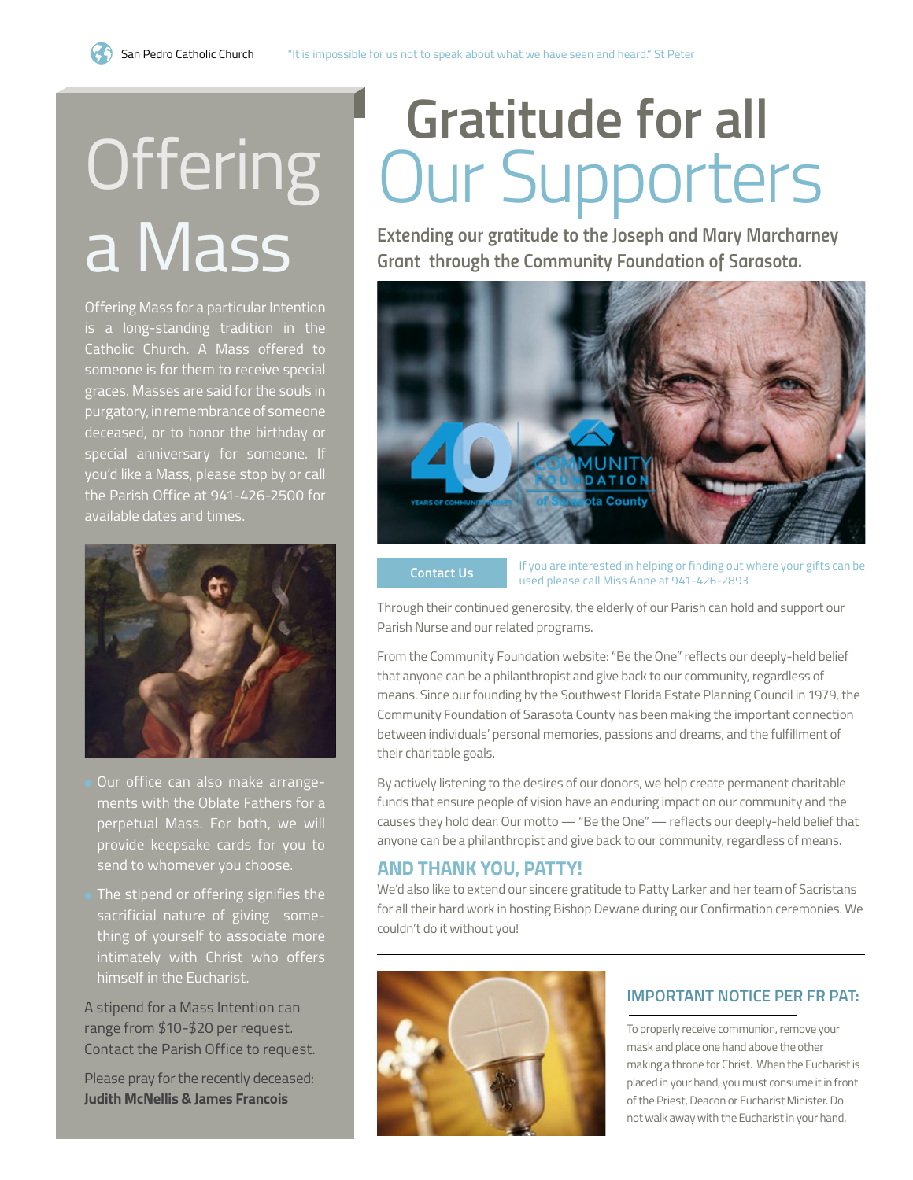# Offering a Mass

Offering Mass for a particular Intention is a long-standing tradition in the Catholic Church. A Mass offered to someone is for them to receive special graces. Masses are said for the souls in purgatory, in remembrance of someone deceased, or to honor the birthday or special anniversary for someone. If you'd like a Mass, please stop by or call the Parish Office at 941-426-2500 for available dates and times.

- Our office can also make arrangements with the Oblate Fathers for a perpetual Mass. For both, we will provide keepsake cards for you to send to whomever you choose.
- The stipend or offering signifies the sacrificial nature of giving something of yourself to associate more intimately with Christ who offers himself in the Eucharist.

A stipend for a Mass Intention can range from $10-$20 per request. Contact the Parish Office to request.

Please pray for the recently deceased: **Judith McNellis & James Francois**

# Gratitude for all Our Supporters

**Extending our gratitude to the Joseph and Mary Marcharney Grant through the Community Foundation of Sarasota.**

**Contact Us**

If you are interested in helping or finding out where your gifts can be used please call Miss Anne at 941-426-2893

Through their continued generosity, the elderly of our Parish can hold and support our Parish Nurse and our related programs.

From the Community Foundation website: "Be the One" reflects our deeply-held belief that anyone can be a philanthropist and give back to our community, regardless of means. Since our founding by the Southwest Florida Estate Planning Council in 1979, the Community Foundation of Sarasota County has been making the important connection between individuals' personal memories, passions and dreams, and the fulfillment of their charitable goals.

By actively listening to the desires of our donors, we help create permanent charitable funds that ensure people of vision have an enduring impact on our community and the causes they hold dear. Our motto — "Be the One" — reflects our deeply-held belief that anyone can be a philanthropist and give back to our community, regardless of means.

## AND THANK YOU, PATTY!

We'd also like to extend our sincere gratitude to Patty Larker and her team of Sacristans for all their hard work in hosting Bishop Dewane during our Confirmation ceremonies. We couldn't do it without you!

## IMPORTANT NOTICE PER FR PAT:

To properly receive communion, remove your mask and place one hand above the other making a throne for Christ. When the Eucharist is placed in your hand, you must consume it in front of the Priest, Deacon or Eucharist Minister. Do not walk away with the Eucharist in your hand.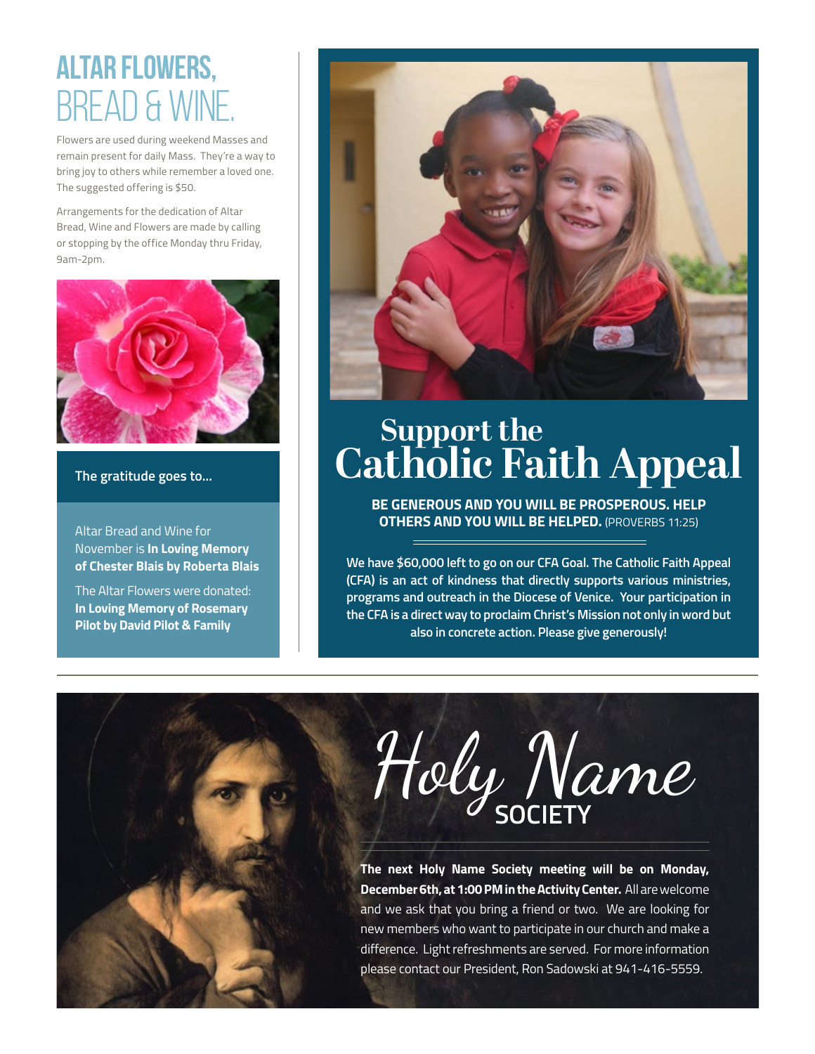# ALTAR FLOWERS, BREAD & WINE.

Flowers are used during weekend Masses and remain present for daily Mass. They're a way to bring joy to others while remember a loved one. The suggested offering is $50.

Arrangements for the dedication of Altar Bread, Wine and Flowers are made by calling or stopping by the office Monday thru Friday, 9am-2pm.

**The gratitude goes to...**

Altar Bread and Wine for November is **In Loving Memory of Chester Blais by Roberta Blais**

The Altar Flowers were donated: **In Loving Memory of Rosemary Pilot by David Pilot & Family**

# Support the Catholic Faith Appeal

**BE GENEROUS AND YOU WILL BE PROSPEROUS. HELP OTHERS AND YOU WILL BE HELPED.** (PROVERBS 11:25)

**We have $60,000 left to go on our CFA Goal. The Catholic Faith Appeal (CFA) is an act of kindness that directly supports various ministries, programs and outreach in the Diocese of Venice. Your participation in the CFA is a direct way to proclaim Christ's Mission not only in word but also in concrete action. Please give generously!**

# Holy Name SOCIETY

**The next Holy Name Society meeting will be on Monday, December 6th, at 1:00 PM in the Activity Center.** All are welcome and we ask that you bring a friend or two. We are looking for new members who want to participate in our church and make a difference. Light refreshments are served. For more information please contact our President, Ron Sadowski at 941-416-5559.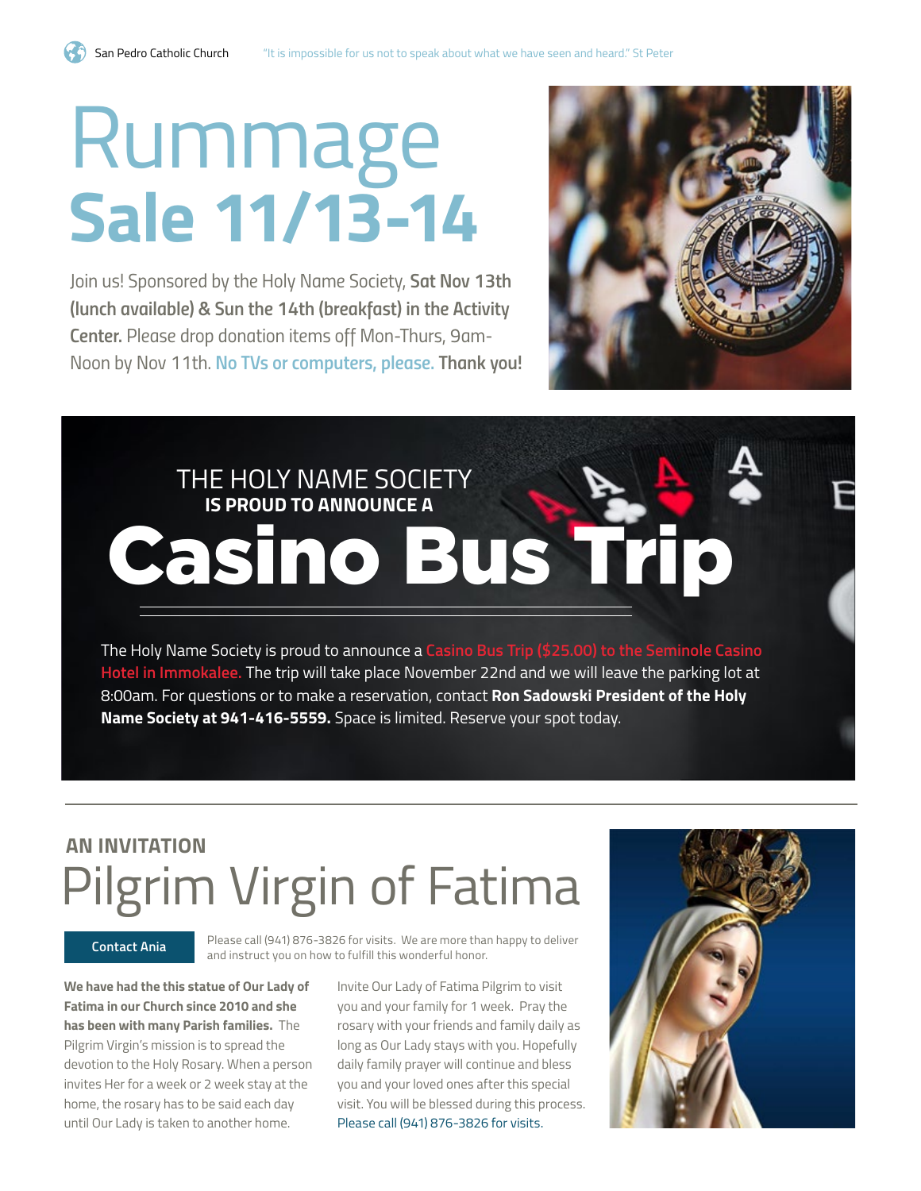# Rummage Sale 11/13-14

Join us! Sponsored by the Holy Name Society, **Sat Nov 13th (lunch available) & Sun the 14th (breakfast) in the Activity Center.** Please drop donation items off Mon-Thurs, 9am-Noon by Nov 11th. **No TVs or computers, please. Thank you!**

THE HOLY NAME SOCIETY
**IS PROUD TO ANNOUNCE A**

# Casino Bus Trip

The Holy Name Society is proud to announce a Casino Bus Trip ($25.00) to the Seminole Casino Hotel in Immokalee. The trip will take place November 22nd and we will leave the parking lot at 8:00am. For questions or to make a reservation, contact **Ron Sadowski President of the Holy Name Society at 941-416-5559.** Space is limited. Reserve your spot today.

---

**AN INVITATION**

# Pilgrim Virgin of Fatima

**Contact Ania**

Please call (941) 876-3826 for visits. We are more than happy to deliver and instruct you on how to fulfill this wonderful honor.

**We have had the this statue of Our Lady of Fatima in our Church since 2010 and she has been with many Parish families.** The Pilgrim Virgin's mission is to spread the devotion to the Holy Rosary. When a person invites Her for a week or 2 week stay at the home, the rosary has to be said each day until Our Lady is taken to another home.

Invite Our Lady of Fatima Pilgrim to visit you and your family for 1 week. Pray the rosary with your friends and family daily as long as Our Lady stays with you. Hopefully daily family prayer will continue and bless you and your loved ones after this special visit. You will be blessed during this process. Please call (941) 876-3826 for visits.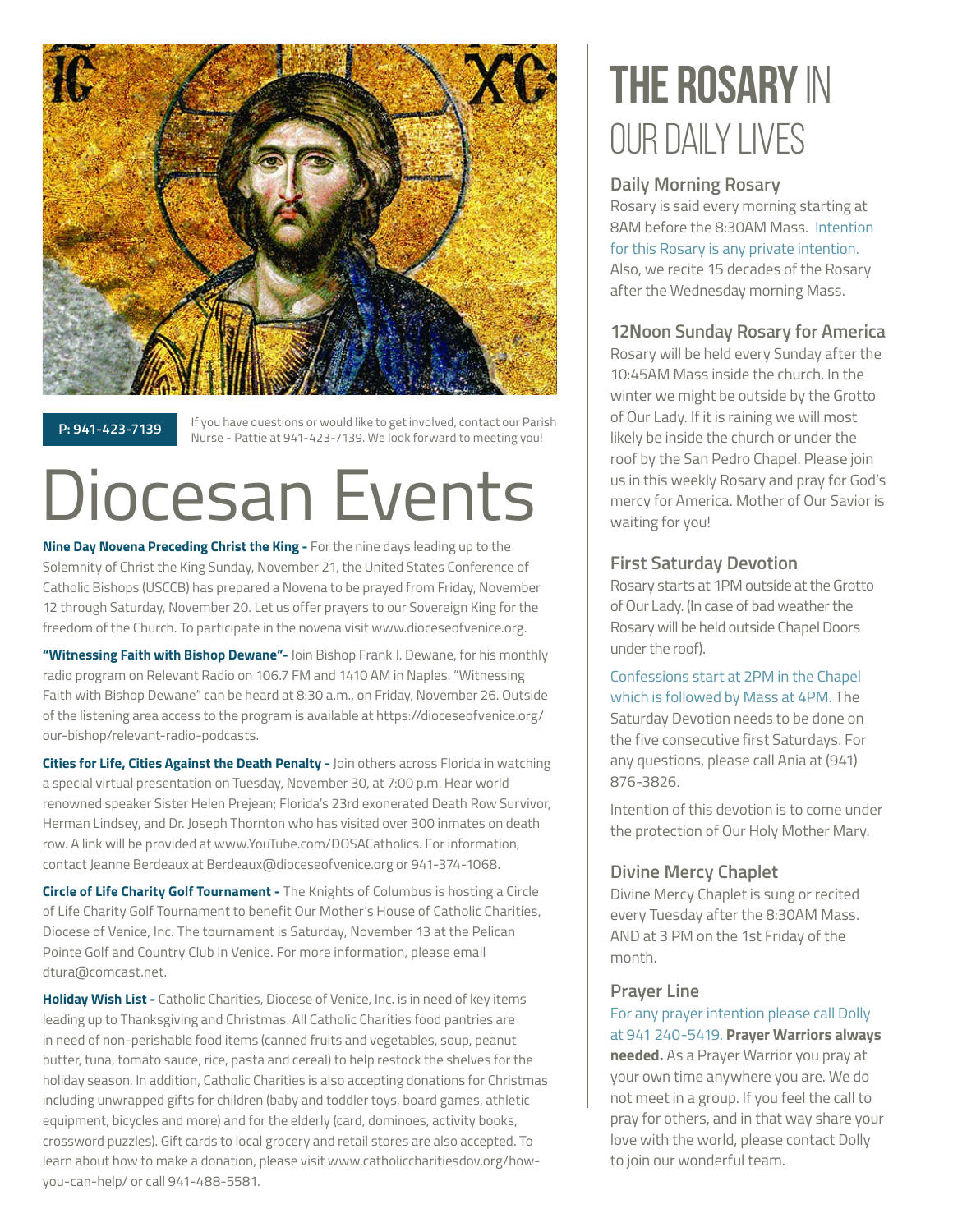**P: 941-423-7139**

If you have questions or would like to get involved, contact our Parish Nurse - Pattie at 941-423-7139. We look forward to meeting you!

# Diocesan Events

**Nine Day Novena Preceding Christ the King -** For the nine days leading up to the Solemnity of Christ the King Sunday, November 21, the United States Conference of Catholic Bishops (USCCB) has prepared a Novena to be prayed from Friday, November 12 through Saturday, November 20. Let us offer prayers to our Sovereign King for the freedom of the Church. To participate in the novena visit www.dioceseofvenice.org.

**"Witnessing Faith with Bishop Dewane"-** Join Bishop Frank J. Dewane, for his monthly radio program on Relevant Radio on 106.7 FM and 1410 AM in Naples. "Witnessing Faith with Bishop Dewane" can be heard at 8:30 a.m., on Friday, November 26. Outside of the listening area access to the program is available at https://dioceseofvenice.org/our-bishop/relevant-radio-podcasts.

**Cities for Life, Cities Against the Death Penalty -** Join others across Florida in watching a special virtual presentation on Tuesday, November 30, at 7:00 p.m. Hear world renowned speaker Sister Helen Prejean; Florida's 23rd exonerated Death Row Survivor, Herman Lindsey, and Dr. Joseph Thornton who has visited over 300 inmates on death row. A link will be provided at www.YouTube.com/DOSACatholics. For information, contact Jeanne Berdeaux at Berdeaux@dioceseofvenice.org or 941-374-1068.

**Circle of Life Charity Golf Tournament -** The Knights of Columbus is hosting a Circle of Life Charity Golf Tournament to benefit Our Mother's House of Catholic Charities, Diocese of Venice, Inc. The tournament is Saturday, November 13 at the Pelican Pointe Golf and Country Club in Venice. For more information, please email dtura@comcast.net.

**Holiday Wish List -** Catholic Charities, Diocese of Venice, Inc. is in need of key items leading up to Thanksgiving and Christmas. All Catholic Charities food pantries are in need of non-perishable food items (canned fruits and vegetables, soup, peanut butter, tuna, tomato sauce, rice, pasta and cereal) to help restock the shelves for the holiday season. In addition, Catholic Charities is also accepting donations for Christmas including unwrapped gifts for children (baby and toddler toys, board games, athletic equipment, bicycles and more) and for the elderly (card, dominoes, activity books, crossword puzzles). Gift cards to local grocery and retail stores are also accepted. To learn about how to make a donation, please visit www.catholiccharitiesdov.org/how-you-can-help/ or call 941-488-5581.

# THE ROSARY IN OUR DAILY LIVES

### Daily Morning Rosary

Rosary is said every morning starting at 8AM before the 8:30AM Mass. Intention for this Rosary is any private intention. Also, we recite 15 decades of the Rosary after the Wednesday morning Mass.

### 12Noon Sunday Rosary for America

Rosary will be held every Sunday after the 10:45AM Mass inside the church. In the winter we might be outside by the Grotto of Our Lady. If it is raining we will most likely be inside the church or under the roof by the San Pedro Chapel. Please join us in this weekly Rosary and pray for God's mercy for America. Mother of Our Savior is waiting for you!

### First Saturday Devotion

Rosary starts at 1PM outside at the Grotto of Our Lady. (In case of bad weather the Rosary will be held outside Chapel Doors under the roof).

Confessions start at 2PM in the Chapel which is followed by Mass at 4PM. The Saturday Devotion needs to be done on the five consecutive first Saturdays. For any questions, please call Ania at (941) 876-3826.

Intention of this devotion is to come under the protection of Our Holy Mother Mary.

### Divine Mercy Chaplet

Divine Mercy Chaplet is sung or recited every Tuesday after the 8:30AM Mass. AND at 3 PM on the 1st Friday of the month.

### Prayer Line

For any prayer intention please call Dolly at 941 240-5419. **Prayer Warriors always needed.** As a Prayer Warrior you pray at your own time anywhere you are. We do not meet in a group. If you feel the call to pray for others, and in that way share your love with the world, please contact Dolly to join our wonderful team.